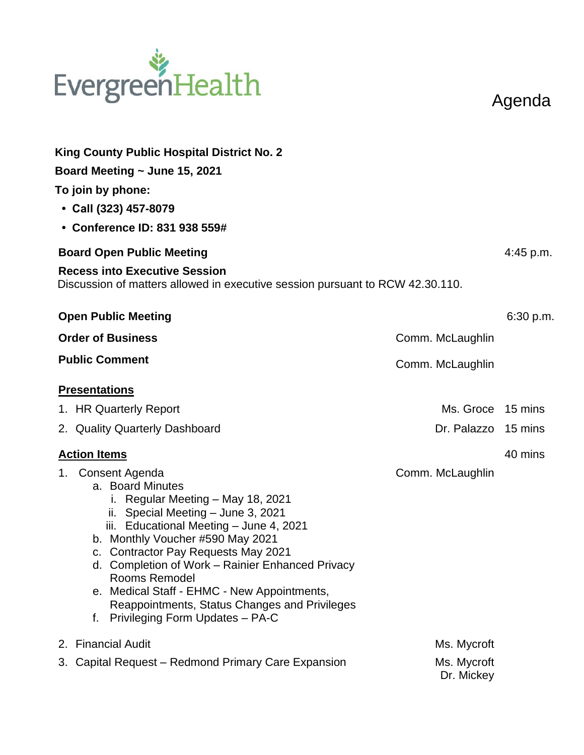EvergreenHealth

# Agenda

**King County Public Hospital District No. 2**

**Board Meeting ~ June 15, 2021**

**To join by phone:**

- **Call (323) 457-8079**
- **Conference ID: 831 938 559#**

**Board Open Public Meeting** 4:45 p.m.

**Recess into Executive Session**
Discussion of matters allowed in executive session pursuant to RCW 42.30.110.

**Open Public Meeting** 6:30 p.m.

**Order of Business** Comm. McLaughlin

**Public Comment** Comm. McLaughlin

**<u>Presentations</u>**

1. HR Quarterly Report — Ms. Groce — 15 mins
2. Quality Quarterly Dashboard — Dr. Palazzo — 15 mins

**<u>Action Items</u>** 40 mins

1. Consent Agenda — Comm. McLaughlin
   a. Board Minutes
      i. Regular Meeting – May 18, 2021
      ii. Special Meeting – June 3, 2021
      iii. Educational Meeting – June 4, 2021
   b. Monthly Voucher #590 May 2021
   c. Contractor Pay Requests May 2021
   d. Completion of Work – Rainier Enhanced Privacy Rooms Remodel
   e. Medical Staff - EHMC - New Appointments, Reappointments, Status Changes and Privileges
   f. Privileging Form Updates – PA-C
2. Financial Audit — Ms. Mycroft
3. Capital Request – Redmond Primary Care Expansion — Ms. Mycroft, Dr. Mickey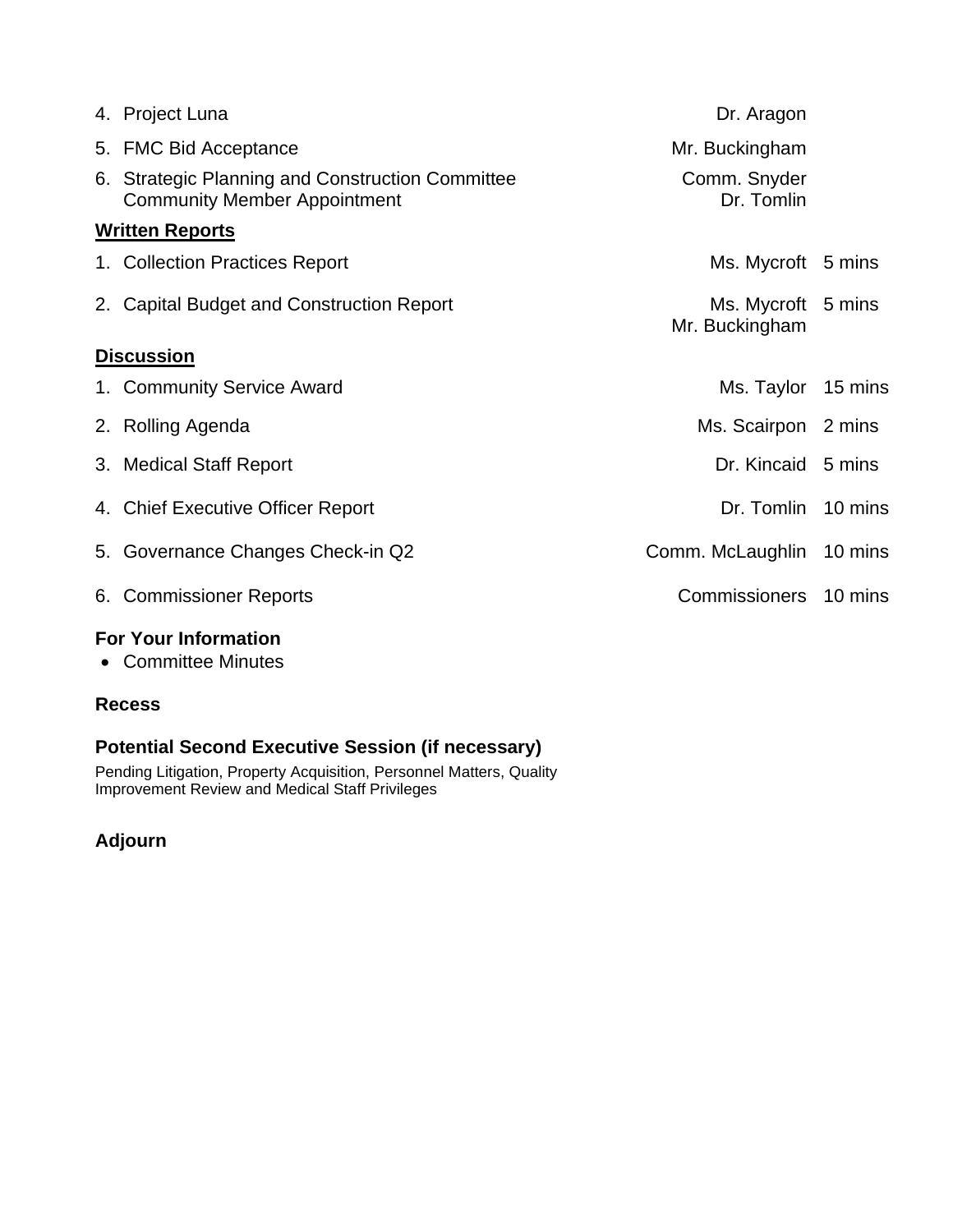| | | |
|---|---|---|
| 4. Project Luna | Dr. Aragon | |
| 5. FMC Bid Acceptance | Mr. Buckingham | |
| 6. Strategic Planning and Construction Committee Community Member Appointment | Comm. Snyder<br>Dr. Tomlin | |

**Written Reports**

| | | |
|---|---|---|
| 1. Collection Practices Report | Ms. Mycroft | 5 mins |
| 2. Capital Budget and Construction Report | Ms. Mycroft<br>Mr. Buckingham | 5 mins |

**Discussion**

| | | |
|---|---|---|
| 1. Community Service Award | Ms. Taylor | 15 mins |
| 2. Rolling Agenda | Ms. Scairpon | 2 mins |
| 3. Medical Staff Report | Dr. Kincaid | 5 mins |
| 4. Chief Executive Officer Report | Dr. Tomlin | 10 mins |
| 5. Governance Changes Check-in Q2 | Comm. McLaughlin | 10 mins |
| 6. Commissioner Reports | Commissioners | 10 mins |

**For Your Information**

- Committee Minutes

**Recess**

**Potential Second Executive Session (if necessary)**

Pending Litigation, Property Acquisition, Personnel Matters, Quality Improvement Review and Medical Staff Privileges

**Adjourn**